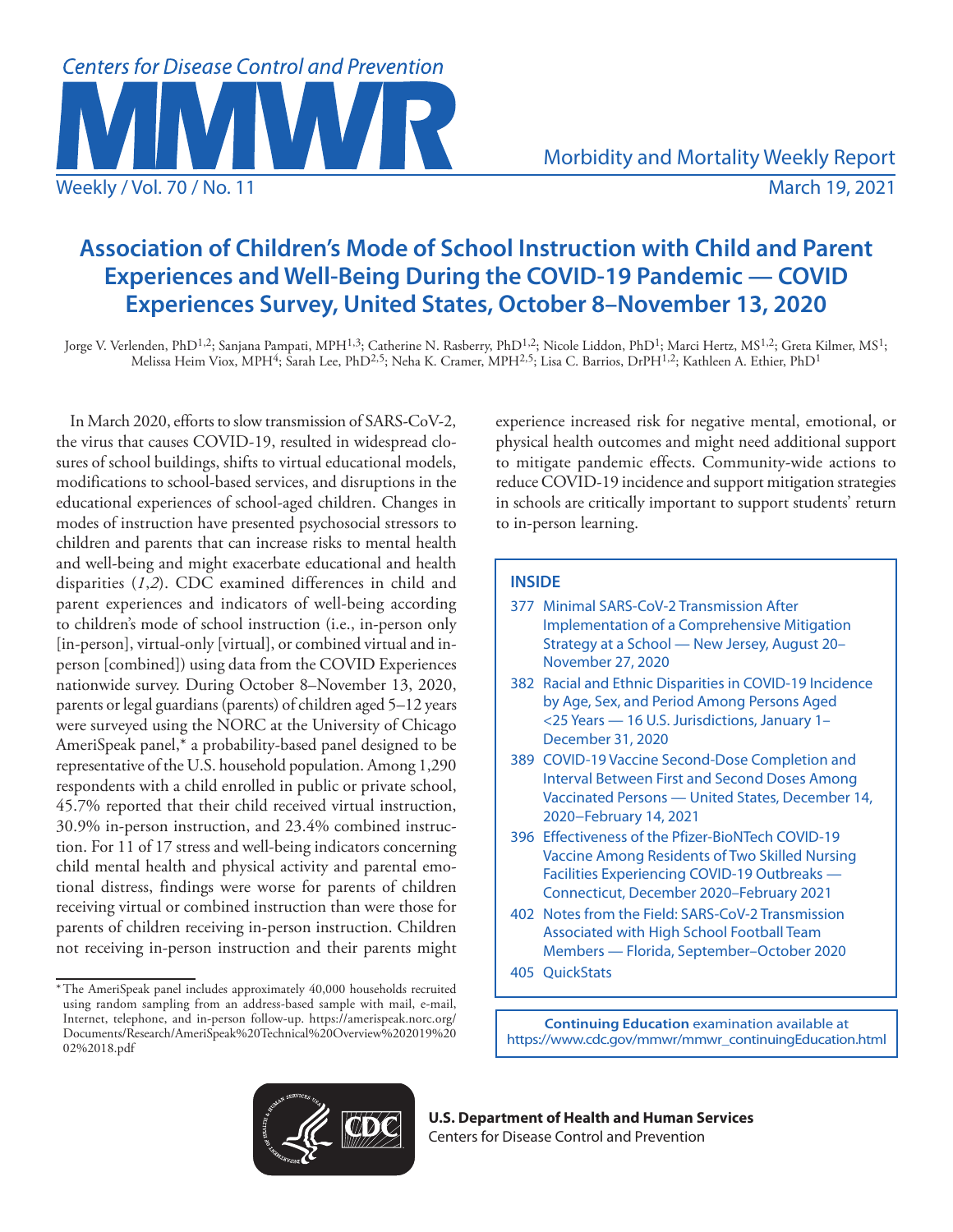# Association of Children's Mode of School Instruction with Child and Parent Experiences and Well-Being During the COVID-19 Pandemic — COVID Experiences Survey, United States, October 8–November 13, 2020

Jorge V. Verlenden, PhD[1,2]; Sanjana Pampati, MPH[1,3]; Catherine N. Rasberry, PhD[1,2]; Nicole Liddon, PhD[1]; Marci Hertz, MS[1,2]; Greta Kilmer, MS[1]; Melissa Heim Viox, MPH[4]; Sarah Lee, PhD[2,5]; Neha K. Cramer, MPH[2,5]; Lisa C. Barrios, DrPH[1,2]; Kathleen A. Ethier, PhD[1]

In March 2020, efforts to slow transmission of SARS-CoV-2, the virus that causes COVID-19, resulted in widespread closures of school buildings, shifts to virtual educational models, modifications to school-based services, and disruptions in the educational experiences of school-aged children. Changes in modes of instruction have presented psychosocial stressors to children and parents that can increase risks to mental health and well-being and might exacerbate educational and health disparities (*1*,*2*). CDC examined differences in child and parent experiences and indicators of well-being according to children's mode of school instruction (i.e., in-person only [in-person], virtual-only [virtual], or combined virtual and in-person [combined]) using data from the COVID Experiences nationwide survey. During October 8–November 13, 2020, parents or legal guardians (parents) of children aged 5–12 years were surveyed using the NORC at the University of Chicago AmeriSpeak panel,* a probability-based panel designed to be representative of the U.S. household population. Among 1,290 respondents with a child enrolled in public or private school, 45.7% reported that their child received virtual instruction, 30.9% in-person instruction, and 23.4% combined instruction. For 11 of 17 stress and well-being indicators concerning child mental health and physical activity and parental emotional distress, findings were worse for parents of children receiving virtual or combined instruction than were those for parents of children receiving in-person instruction. Children not receiving in-person instruction and their parents might experience increased risk for negative mental, emotional, or physical health outcomes and might need additional support to mitigate pandemic effects. Community-wide actions to reduce COVID-19 incidence and support mitigation strategies in schools are critically important to support students' return to in-person learning.

\* The AmeriSpeak panel includes approximately 40,000 households recruited using random sampling from an address-based sample with mail, e-mail, Internet, telephone, and in-person follow-up. https://amerispeak.norc.org/Documents/Research/AmeriSpeak%20Technical%20Overview%202019%2002%2018.pdf

**INSIDE**

- 377 Minimal SARS-CoV-2 Transmission After Implementation of a Comprehensive Mitigation Strategy at a School — New Jersey, August 20–November 27, 2020
- 382 Racial and Ethnic Disparities in COVID-19 Incidence by Age, Sex, and Period Among Persons Aged <25 Years — 16 U.S. Jurisdictions, January 1–December 31, 2020
- 389 COVID-19 Vaccine Second-Dose Completion and Interval Between First and Second Doses Among Vaccinated Persons — United States, December 14, 2020–February 14, 2021
- 396 Effectiveness of the Pfizer-BioNTech COVID-19 Vaccine Among Residents of Two Skilled Nursing Facilities Experiencing COVID-19 Outbreaks — Connecticut, December 2020–February 2021
- 402 Notes from the Field: SARS-CoV-2 Transmission Associated with High School Football Team Members — Florida, September–October 2020
- 405 QuickStats

**Continuing Education** examination available at https://www.cdc.gov/mmwr/mmwr_continuingEducation.html

**U.S. Department of Health and Human Services**
Centers for Disease Control and Prevention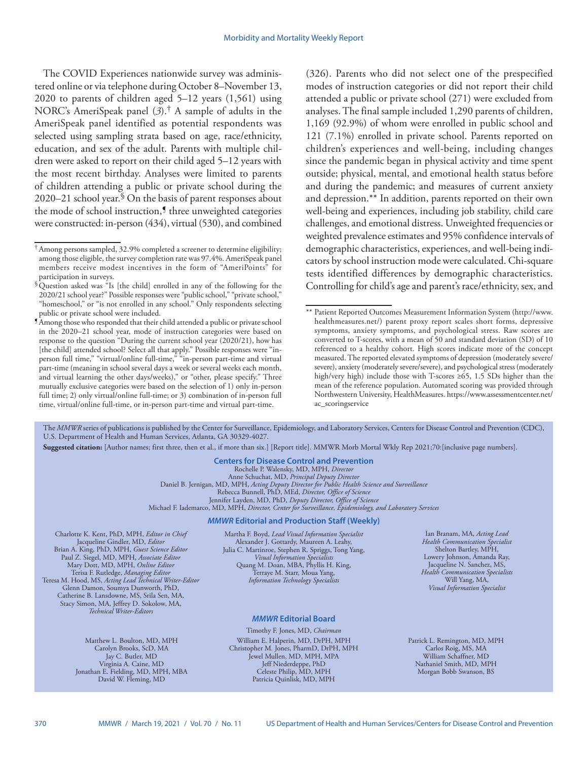The COVID Experiences nationwide survey was administered online or via telephone during October 8–November 13, 2020 to parents of children aged 5–12 years (1,561) using NORC's AmeriSpeak panel (*3*).[†] A sample of adults in the AmeriSpeak panel identified as potential respondents was selected using sampling strata based on age, race/ethnicity, education, and sex of the adult. Parents with multiple children were asked to report on their child aged 5–12 years with the most recent birthday. Analyses were limited to parents of children attending a public or private school during the 2020–21 school year.[§] On the basis of parent responses about the mode of school instruction,[¶] three unweighted categories were constructed: in-person (434), virtual (530), and combined (326). Parents who did not select one of the prespecified modes of instruction categories or did not report their child attended a public or private school (271) were excluded from analyses. The final sample included 1,290 parents of children, 1,169 (92.9%) of whom were enrolled in public school and 121 (7.1%) enrolled in private school. Parents reported on children's experiences and well-being, including changes since the pandemic began in physical activity and time spent outside; physical, mental, and emotional health status before and during the pandemic; and measures of current anxiety and depression.[**] In addition, parents reported on their own well-being and experiences, including job stability, child care challenges, and emotional distress. Unweighted frequencies or weighted prevalence estimates and 95% confidence intervals of demographic characteristics, experiences, and well-being indicators by school instruction mode were calculated. Chi-square tests identified differences by demographic characteristics. Controlling for child's age and parent's race/ethnicity, sex, and

---

[†] Among persons sampled, 32.9% completed a screener to determine eligibility; among those eligible, the survey completion rate was 97.4%. AmeriSpeak panel members receive modest incentives in the form of "AmeriPoints" for participation in surveys.

[§] Question asked was "Is [the child] enrolled in any of the following for the 2020/21 school year?" Possible responses were "public school," "private school," "homeschool," or "is not enrolled in any school." Only respondents selecting public or private school were included.

[¶] Among those who responded that their child attended a public or private school in the 2020–21 school year, mode of instruction categories were based on response to the question "During the current school year (2020/21), how has [the child] attended school? Select all that apply." Possible responses were "in-person full time," "virtual/online full-time," "in-person part-time and virtual part-time (meaning in school several days a week or several weeks each month, and virtual learning the other days/weeks)," or "other, please specify." Three mutually exclusive categories were based on the selection of 1) only in-person full time; 2) only virtual/online full-time; or 3) combination of in-person full time, virtual/online full-time, or in-person part-time and virtual part-time.

[**] Patient Reported Outcomes Measurement Information System (http://www.healthmeasures.net/) parent proxy report scales short forms, depressive symptoms, anxiety symptoms, and psychological stress. Raw scores are converted to T-scores, with a mean of 50 and standard deviation (SD) of 10 referenced to a healthy cohort. High scores indicate more of the concept measured. The reported elevated symptoms of depression (moderately severe/severe), anxiety (moderately severe/severe), and psychological stress (moderately high/very high) include those with T-scores ≥65, 1.5 SDs higher than the mean of the reference population. Automated scoring was provided through Northwestern University, HealthMeasures. https://www.assessmentcenter.net/ac_scoringservice

---

The *MMWR* series of publications is published by the Center for Surveillance, Epidemiology, and Laboratory Services, Centers for Disease Control and Prevention (CDC), U.S. Department of Health and Human Services, Atlanta, GA 30329-4027.

**Suggested citation:** [Author names; first three, then et al., if more than six.] [Report title]. MMWR Morb Mortal Wkly Rep 2021;70:[inclusive page numbers].

**Centers for Disease Control and Prevention**

Rochelle P. Walensky, MD, MPH, *Director*
Anne Schuchat, MD, *Principal Deputy Director*
Daniel B. Jernigan, MD, MPH, *Acting Deputy Director for Public Health Science and Surveillance*
Rebecca Bunnell, PhD, MEd, *Director, Office of Science*
Jennifer Layden, MD, PhD, *Deputy Director, Office of Science*
Michael F. Iademarco, MD, MPH, *Director, Center for Surveillance, Epidemiology, and Laboratory Services*

***MMWR* Editorial and Production Staff (Weekly)**

Charlotte K. Kent, PhD, MPH, *Editor in Chief*
Jacqueline Gindler, MD, *Editor*
Brian A. King, PhD, MPH, *Guest Science Editor*
Paul Z. Siegel, MD, MPH, *Associate Editor*
Mary Dott, MD, MPH, *Online Editor*
Terisa F. Rutledge, *Managing Editor*
Teresa M. Hood, MS, *Acting Lead Technical Writer-Editor*
Glenn Damon, Soumya Dunworth, PhD, Catherine B. Lansdowne, MS, Srila Sen, MA, Stacy Simon, MA, Jeffrey D. Sokolow, MA, *Technical Writer-Editors*

Martha F. Boyd, *Lead Visual Information Specialist*
Alexander J. Gottardy, Maureen A. Leahy, Julia C. Martinroe, Stephen R. Spriggs, Tong Yang, *Visual Information Specialists*
Quang M. Doan, MBA, Phyllis H. King, Terraye M. Starr, Moua Yang, *Information Technology Specialists*

Ian Branam, MA, *Acting Lead Health Communication Specialist*
Shelton Bartley, MPH, Lowery Johnson, Amanda Ray, Jacqueline N. Sanchez, MS, *Health Communication Specialists*
Will Yang, MA, *Visual Information Specialist*

***MMWR* Editorial Board**

Timothy F. Jones, MD, *Chairman*

Matthew L. Boulton, MD, MPH
Carolyn Brooks, ScD, MA
Jay C. Butler, MD
Virginia A. Caine, MD
Jonathan E. Fielding, MD, MPH, MBA
David W. Fleming, MD

William E. Halperin, MD, DrPH, MPH
Christopher M. Jones, PharmD, DrPH, MPH
Jewel Mullen, MD, MPH, MPA
Jeff Niederdeppe, PhD
Celeste Philip, MD, MPH
Patricia Quinlisk, MD, MPH

Patrick L. Remington, MD, MPH
Carlos Roig, MS, MA
William Schaffner, MD
Nathaniel Smith, MD, MPH
Morgan Bobb Swanson, BS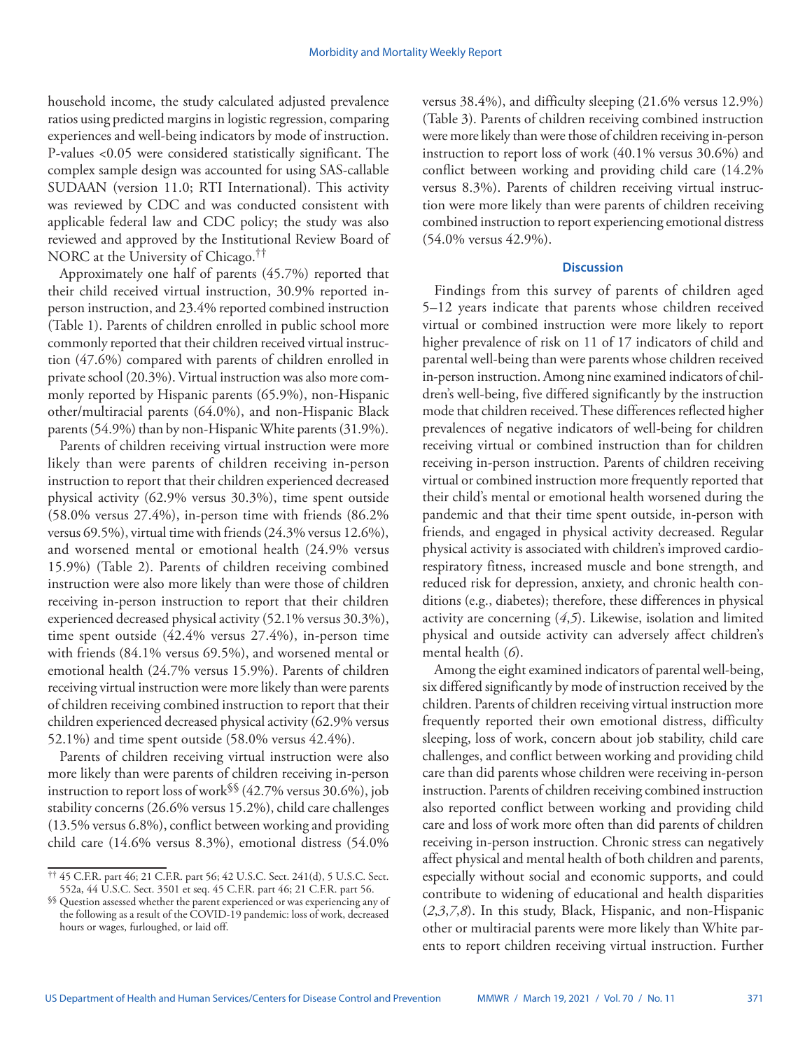household income, the study calculated adjusted prevalence ratios using predicted margins in logistic regression, comparing experiences and well-being indicators by mode of instruction. P-values <0.05 were considered statistically significant. The complex sample design was accounted for using SAS-callable SUDAAN (version 11.0; RTI International). This activity was reviewed by CDC and was conducted consistent with applicable federal law and CDC policy; the study was also reviewed and approved by the Institutional Review Board of NORC at the University of Chicago.[††]

Approximately one half of parents (45.7%) reported that their child received virtual instruction, 30.9% reported in-person instruction, and 23.4% reported combined instruction (Table 1). Parents of children enrolled in public school more commonly reported that their children received virtual instruction (47.6%) compared with parents of children enrolled in private school (20.3%). Virtual instruction was also more commonly reported by Hispanic parents (65.9%), non-Hispanic other/multiracial parents (64.0%), and non-Hispanic Black parents (54.9%) than by non-Hispanic White parents (31.9%).

Parents of children receiving virtual instruction were more likely than were parents of children receiving in-person instruction to report that their children experienced decreased physical activity (62.9% versus 30.3%), time spent outside (58.0% versus 27.4%), in-person time with friends (86.2% versus 69.5%), virtual time with friends (24.3% versus 12.6%), and worsened mental or emotional health (24.9% versus 15.9%) (Table 2). Parents of children receiving combined instruction were also more likely than were those of children receiving in-person instruction to report that their children experienced decreased physical activity (52.1% versus 30.3%), time spent outside (42.4% versus 27.4%), in-person time with friends (84.1% versus 69.5%), and worsened mental or emotional health (24.7% versus 15.9%). Parents of children receiving virtual instruction were more likely than were parents of children receiving combined instruction to report that their children experienced decreased physical activity (62.9% versus 52.1%) and time spent outside (58.0% versus 42.4%).

Parents of children receiving virtual instruction were also more likely than were parents of children receiving in-person instruction to report loss of work[§§] (42.7% versus 30.6%), job stability concerns (26.6% versus 15.2%), child care challenges (13.5% versus 6.8%), conflict between working and providing child care (14.6% versus 8.3%), emotional distress (54.0% versus 38.4%), and difficulty sleeping (21.6% versus 12.9%) (Table 3). Parents of children receiving combined instruction were more likely than were those of children receiving in-person instruction to report loss of work (40.1% versus 30.6%) and conflict between working and providing child care (14.2% versus 8.3%). Parents of children receiving virtual instruction were more likely than were parents of children receiving combined instruction to report experiencing emotional distress (54.0% versus 42.9%).

## Discussion

Findings from this survey of parents of children aged 5–12 years indicate that parents whose children received virtual or combined instruction were more likely to report higher prevalence of risk on 11 of 17 indicators of child and parental well-being than were parents whose children received in-person instruction. Among nine examined indicators of children's well-being, five differed significantly by the instruction mode that children received. These differences reflected higher prevalences of negative indicators of well-being for children receiving virtual or combined instruction than for children receiving in-person instruction. Parents of children receiving virtual or combined instruction more frequently reported that their child's mental or emotional health worsened during the pandemic and that their time spent outside, in-person with friends, and engaged in physical activity decreased. Regular physical activity is associated with children's improved cardiorespiratory fitness, increased muscle and bone strength, and reduced risk for depression, anxiety, and chronic health conditions (e.g., diabetes); therefore, these differences in physical activity are concerning (*4*,*5*). Likewise, isolation and limited physical and outside activity can adversely affect children's mental health (*6*).

Among the eight examined indicators of parental well-being, six differed significantly by mode of instruction received by the children. Parents of children receiving virtual instruction more frequently reported their own emotional distress, difficulty sleeping, loss of work, concern about job stability, child care challenges, and conflict between working and providing child care than did parents whose children were receiving in-person instruction. Parents of children receiving combined instruction also reported conflict between working and providing child care and loss of work more often than did parents of children receiving in-person instruction. Chronic stress can negatively affect physical and mental health of both children and parents, especially without social and economic supports, and could contribute to widening of educational and health disparities (*2*,*3*,*7*,*8*). In this study, Black, Hispanic, and non-Hispanic other or multiracial parents were more likely than White parents to report children receiving virtual instruction. Further

[††] 45 C.F.R. part 46; 21 C.F.R. part 56; 42 U.S.C. Sect. 241(d), 5 U.S.C. Sect. 552a, 44 U.S.C. Sect. 3501 et seq. 45 C.F.R. part 46; 21 C.F.R. part 56.

[§§] Question assessed whether the parent experienced or was experiencing any of the following as a result of the COVID-19 pandemic: loss of work, decreased hours or wages, furloughed, or laid off.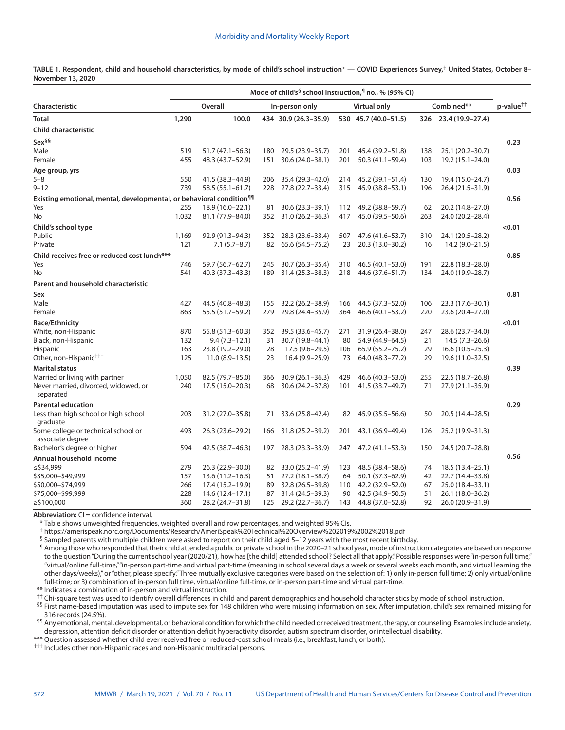**TABLE 1. Respondent, child and household characteristics, by mode of child's school instruction* — COVID Experiences Survey,† United States, October 8–November 13, 2020**

| Characteristic | Mode of child's§ school instruction,¶ no., % (95% CI) | | | | | | | | p-value†† |
|---|---|---|---|---|---|---|---|---|---|
| | Overall | | In-person only | | Virtual only | | Combined** | | |
| **Total** | **1,290** | **100.0** | **434** | **30.9 (26.3–35.9)** | **530** | **45.7 (40.0–51.5)** | **326** | **23.4 (19.9–27.4)** | |
| **Child characteristic** | | | | | | | | | |
| **Sex§§** | | | | | | | | | **0.23** |
| Male | 519 | 51.7 (47.1–56.3) | 180 | 29.5 (23.9–35.7) | 201 | 45.4 (39.2–51.8) | 138 | 25.1 (20.2–30.7) | |
| Female | 455 | 48.3 (43.7–52.9) | 151 | 30.6 (24.0–38.1) | 201 | 50.3 (41.1–59.4) | 103 | 19.2 (15.1–24.0) | |
| **Age group, yrs** | | | | | | | | | **0.03** |
| 5–8 | 550 | 41.5 (38.3–44.9) | 206 | 35.4 (29.3–42.0) | 214 | 45.2 (39.1–51.4) | 130 | 19.4 (15.0–24.7) | |
| 9–12 | 739 | 58.5 (55.1–61.7) | 228 | 27.8 (22.7–33.4) | 315 | 45.9 (38.8–53.1) | 196 | 26.4 (21.5–31.9) | |
| **Existing emotional, mental, developmental, or behavioral condition¶¶** | | | | | | | | | **0.56** |
| Yes | 255 | 18.9 (16.0–22.1) | 81 | 30.6 (23.3–39.1) | 112 | 49.2 (38.8–59.7) | 62 | 20.2 (14.8–27.0) | |
| No | 1,032 | 81.1 (77.9–84.0) | 352 | 31.0 (26.2–36.3) | 417 | 45.0 (39.5–50.6) | 263 | 24.0 (20.2–28.4) | |
| **Child's school type** | | | | | | | | | **<0.01** |
| Public | 1,169 | 92.9 (91.3–94.3) | 352 | 28.3 (23.6–33.4) | 507 | 47.6 (41.6–53.7) | 310 | 24.1 (20.5–28.2) | |
| Private | 121 | 7.1 (5.7–8.7) | 82 | 65.6 (54.5–75.2) | 23 | 20.3 (13.0–30.2) | 16 | 14.2 (9.0–21.5) | |
| **Child receives free or reduced cost lunch*** ** | | | | | | | | | **0.85** |
| Yes | 746 | 59.7 (56.7–62.7) | 245 | 30.7 (26.3–35.4) | 310 | 46.5 (40.1–53.0) | 191 | 22.8 (18.3–28.0) | |
| No | 541 | 40.3 (37.3–43.3) | 189 | 31.4 (25.3–38.3) | 218 | 44.6 (37.6–51.7) | 134 | 24.0 (19.9–28.7) | |
| **Parent and household characteristic** | | | | | | | | | |
| **Sex** | | | | | | | | | **0.81** |
| Male | 427 | 44.5 (40.8–48.3) | 155 | 32.2 (26.2–38.9) | 166 | 44.5 (37.3–52.0) | 106 | 23.3 (17.6–30.1) | |
| Female | 863 | 55.5 (51.7–59.2) | 279 | 29.8 (24.4–35.9) | 364 | 46.6 (40.1–53.2) | 220 | 23.6 (20.4–27.0) | |
| **Race/Ethnicity** | | | | | | | | | **<0.01** |
| White, non-Hispanic | 870 | 55.8 (51.3–60.3) | 352 | 39.5 (33.6–45.7) | 271 | 31.9 (26.4–38.0) | 247 | 28.6 (23.7–34.0) | |
| Black, non-Hispanic | 132 | 9.4 (7.3–12.1) | 31 | 30.7 (19.8–44.1) | 80 | 54.9 (44.9–64.5) | 21 | 14.5 (7.3–26.6) | |
| Hispanic | 163 | 23.8 (19.2–29.0) | 28 | 17.5 (9.6–29.5) | 106 | 65.9 (55.2–75.2) | 29 | 16.6 (10.5–25.3) | |
| Other, non-Hispanic††† | 125 | 11.0 (8.9–13.5) | 23 | 16.4 (9.9–25.9) | 73 | 64.0 (48.3–77.2) | 29 | 19.6 (11.0–32.5) | |
| **Marital status** | | | | | | | | | **0.39** |
| Married or living with partner | 1,050 | 82.5 (79.7–85.0) | 366 | 30.9 (26.1–36.3) | 429 | 46.6 (40.3–53.0) | 255 | 22.5 (18.7–26.8) | |
| Never married, divorced, widowed, or separated | 240 | 17.5 (15.0–20.3) | 68 | 30.6 (24.2–37.8) | 101 | 41.5 (33.7–49.7) | 71 | 27.9 (21.1–35.9) | |
| **Parental education** | | | | | | | | | **0.29** |
| Less than high school or high school graduate | 203 | 31.2 (27.0–35.8) | 71 | 33.6 (25.8–42.4) | 82 | 45.9 (35.5–56.6) | 50 | 20.5 (14.4–28.5) | |
| Some college or technical school or associate degree | 493 | 26.3 (23.6–29.2) | 166 | 31.8 (25.2–39.2) | 201 | 43.1 (36.9–49.4) | 126 | 25.2 (19.9–31.3) | |
| Bachelor's degree or higher | 594 | 42.5 (38.7–46.3) | 197 | 28.3 (23.3–33.9) | 247 | 47.2 (41.1–53.3) | 150 | 24.5 (20.7–28.8) | |
| **Annual household income** | | | | | | | | | **0.56** |
| ≤$34,999 | 279 | 26.3 (22.9–30.0) | 82 | 33.0 (25.2–41.9) | 123 | 48.5 (38.4–58.6) | 74 | 18.5 (13.4–25.1) | |
| $35,000–$49,999 | 157 | 13.6 (11.2–16.3) | 51 | 27.2 (18.1–38.7) | 64 | 50.1 (37.3–62.9) | 42 | 22.7 (14.4–33.8) | |
| $50,000–$74,999 | 266 | 17.4 (15.2–19.9) | 89 | 32.8 (26.5–39.8) | 110 | 42.2 (32.9–52.0) | 67 | 25.0 (18.4–33.1) | |
| $75,000–$99,999 | 228 | 14.6 (12.4–17.1) | 87 | 31.4 (24.5–39.3) | 90 | 42.5 (34.9–50.5) | 51 | 26.1 (18.0–36.2) | |
| ≥$100,000 | 360 | 28.2 (24.7–31.8) | 125 | 29.2 (22.7–36.7) | 143 | 44.8 (37.0–52.8) | 92 | 26.0 (20.9–31.9) | |

**Abbreviation:** CI = confidence interval.

\* Table shows unweighted frequencies, weighted overall and row percentages, and weighted 95% CIs.

† https://amerispeak.norc.org/Documents/Research/AmeriSpeak%20Technical%20Overview%202019%2002%2018.pdf

§ Sampled parents with multiple children were asked to report on their child aged 5–12 years with the most recent birthday.

¶ Among those who responded that their child attended a public or private school in the 2020–21 school year, mode of instruction categories are based on response to the question "During the current school year (2020/21), how has [the child] attended school? Select all that apply." Possible responses were "in-person full time," "virtual/online full-time," "in-person part-time and virtual part-time (meaning in school several days a week or several weeks each month, and virtual learning the other days/weeks)," or "other, please specify." Three mutually exclusive categories were based on the selection of: 1) only in-person full time; 2) only virtual/online full-time; or 3) combination of in-person full time, virtual/online full-time, or in-person part-time and virtual part-time.

\** Indicates a combination of in-person and virtual instruction.

†† Chi-square test was used to identify overall differences in child and parent demographics and household characteristics by mode of school instruction.

§§ First name-based imputation was used to impute sex for 148 children who were missing information on sex. After imputation, child's sex remained missing for 316 records (24.5%).

¶¶ Any emotional, mental, developmental, or behavioral condition for which the child needed or received treatment, therapy, or counseling. Examples include anxiety, depression, attention deficit disorder or attention deficit hyperactivity disorder, autism spectrum disorder, or intellectual disability.

\*** Question assessed whether child ever received free or reduced-cost school meals (i.e., breakfast, lunch, or both).

††† Includes other non-Hispanic races and non-Hispanic multiracial persons.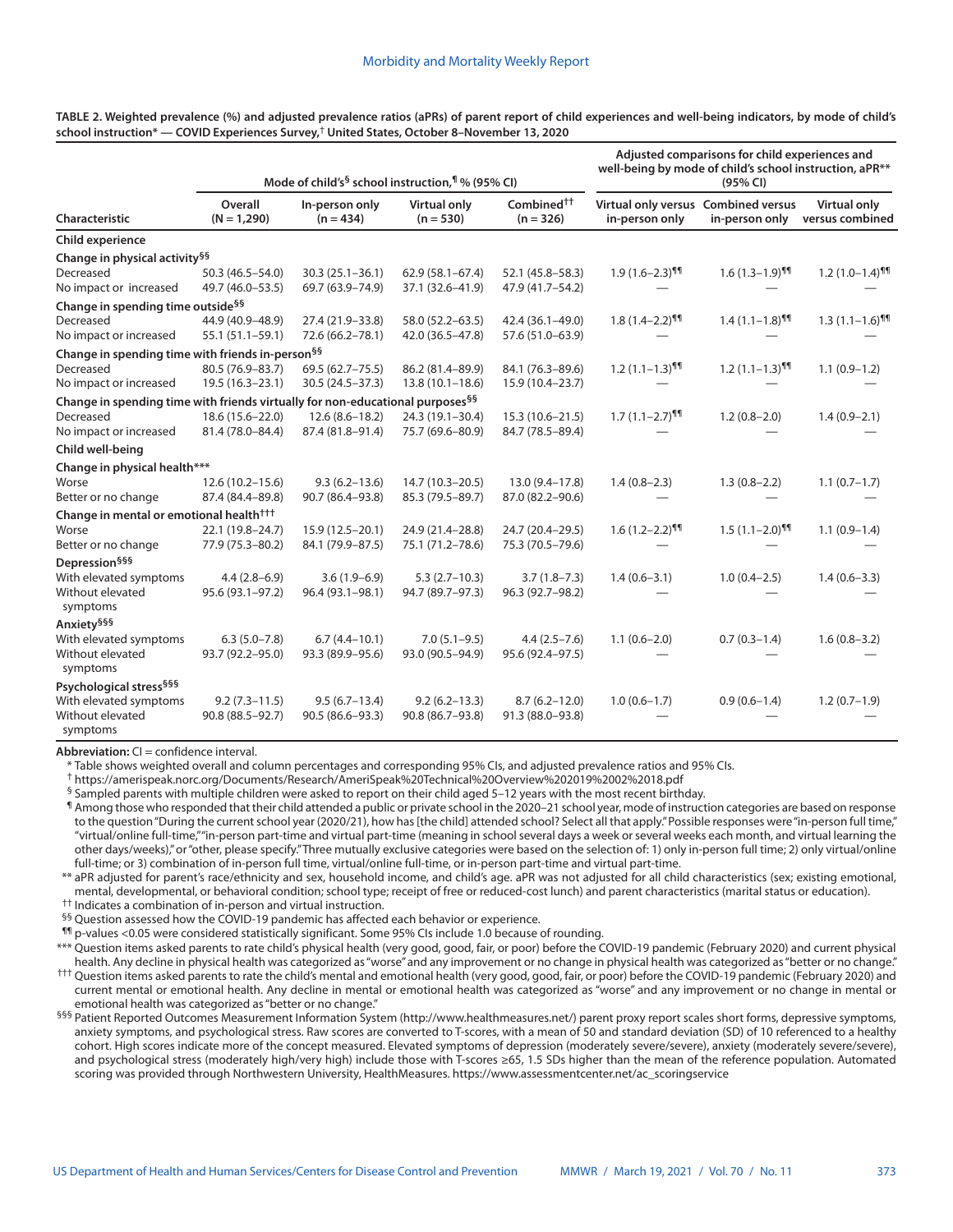**TABLE 2. Weighted prevalence (%) and adjusted prevalence ratios (aPRs) of parent report of child experiences and well-being indicators, by mode of child's school instruction* — COVID Experiences Survey,[†] United States, October 8–November 13, 2020**

| | Mode of child's[§] school instruction,[¶] % (95% CI) | | | | Adjusted comparisons for child experiences and well-being by mode of child's school instruction, aPR** (95% CI) | | |
|---|---|---|---|---|---|---|---|
| **Characteristic** | **Overall (N = 1,290)** | **In-person only (n = 434)** | **Virtual only (n = 530)** | **Combined[††] (n = 326)** | **Virtual only versus in-person only** | **Combined versus in-person only** | **Virtual only versus combined** |
| **Child experience** | | | | | | | |
| **Change in physical activity[§§]** | | | | | | | |
| Decreased | 50.3 (46.5–54.0) | 30.3 (25.1–36.1) | 62.9 (58.1–67.4) | 52.1 (45.8–58.3) | 1.9 (1.6–2.3)[¶¶] | 1.6 (1.3–1.9)[¶¶] | 1.2 (1.0–1.4)[¶¶] |
| No impact or increased | 49.7 (46.0–53.5) | 69.7 (63.9–74.9) | 37.1 (32.6–41.9) | 47.9 (41.7–54.2) | — | — | — |
| **Change in spending time outside[§§]** | | | | | | | |
| Decreased | 44.9 (40.9–48.9) | 27.4 (21.9–33.8) | 58.0 (52.2–63.5) | 42.4 (36.1–49.0) | 1.8 (1.4–2.2)[¶¶] | 1.4 (1.1–1.8)[¶¶] | 1.3 (1.1–1.6)[¶¶] |
| No impact or increased | 55.1 (51.1–59.1) | 72.6 (66.2–78.1) | 42.0 (36.5–47.8) | 57.6 (51.0–63.9) | — | — | — |
| **Change in spending time with friends in-person[§§]** | | | | | | | |
| Decreased | 80.5 (76.9–83.7) | 69.5 (62.7–75.5) | 86.2 (81.4–89.9) | 84.1 (76.3–89.6) | 1.2 (1.1–1.3)[¶¶] | 1.2 (1.1–1.3)[¶¶] | 1.1 (0.9–1.2) |
| No impact or increased | 19.5 (16.3–23.1) | 30.5 (24.5–37.3) | 13.8 (10.1–18.6) | 15.9 (10.4–23.7) | — | — | — |
| **Change in spending time with friends virtually for non-educational purposes[§§]** | | | | | | | |
| Decreased | 18.6 (15.6–22.0) | 12.6 (8.6–18.2) | 24.3 (19.1–30.4) | 15.3 (10.6–21.5) | 1.7 (1.1–2.7)[¶¶] | 1.2 (0.8–2.0) | 1.4 (0.9–2.1) |
| No impact or increased | 81.4 (78.0–84.4) | 87.4 (81.8–91.4) | 75.7 (69.6–80.9) | 84.7 (78.5–89.4) | — | — | — |
| **Child well-being** | | | | | | | |
| **Change in physical health*****| | | | | | | |
| Worse | 12.6 (10.2–15.6) | 9.3 (6.2–13.6) | 14.7 (10.3–20.5) | 13.0 (9.4–17.8) | 1.4 (0.8–2.3) | 1.3 (0.8–2.2) | 1.1 (0.7–1.7) |
| Better or no change | 87.4 (84.4–89.8) | 90.7 (86.4–93.8) | 85.3 (79.5–89.7) | 87.0 (82.2–90.6) | — | — | — |
| **Change in mental or emotional health[†††]** | | | | | | | |
| Worse | 22.1 (19.8–24.7) | 15.9 (12.5–20.1) | 24.9 (21.4–28.8) | 24.7 (20.4–29.5) | 1.6 (1.2–2.2)[¶¶] | 1.5 (1.1–2.0)[¶¶] | 1.1 (0.9–1.4) |
| Better or no change | 77.9 (75.3–80.2) | 84.1 (79.9–87.5) | 75.1 (71.2–78.6) | 75.3 (70.5–79.6) | — | — | — |
| **Depression[§§§]** | | | | | | | |
| With elevated symptoms | 4.4 (2.8–6.9) | 3.6 (1.9–6.9) | 5.3 (2.7–10.3) | 3.7 (1.8–7.3) | 1.4 (0.6–3.1) | 1.0 (0.4–2.5) | 1.4 (0.6–3.3) |
| Without elevated symptoms | 95.6 (93.1–97.2) | 96.4 (93.1–98.1) | 94.7 (89.7–97.3) | 96.3 (92.7–98.2) | — | — | — |
| **Anxiety[§§§]** | | | | | | | |
| With elevated symptoms | 6.3 (5.0–7.8) | 6.7 (4.4–10.1) | 7.0 (5.1–9.5) | 4.4 (2.5–7.6) | 1.1 (0.6–2.0) | 0.7 (0.3–1.4) | 1.6 (0.8–3.2) |
| Without elevated symptoms | 93.7 (92.2–95.0) | 93.3 (89.9–95.6) | 93.0 (90.5–94.9) | 95.6 (92.4–97.5) | — | — | — |
| **Psychological stress[§§§]** | | | | | | | |
| With elevated symptoms | 9.2 (7.3–11.5) | 9.5 (6.7–13.4) | 9.2 (6.2–13.3) | 8.7 (6.2–12.0) | 1.0 (0.6–1.7) | 0.9 (0.6–1.4) | 1.2 (0.7–1.9) |
| Without elevated symptoms | 90.8 (88.5–92.7) | 90.5 (86.6–93.3) | 90.8 (86.7–93.8) | 91.3 (88.0–93.8) | — | — | — |

**Abbreviation:** CI = confidence interval.

\* Table shows weighted overall and column percentages and corresponding 95% CIs, and adjusted prevalence ratios and 95% CIs.

[†] https://amerispeak.norc.org/Documents/Research/AmeriSpeak%20Technical%20Overview%202019%2002%2018.pdf

[§] Sampled parents with multiple children were asked to report on their child aged 5–12 years with the most recent birthday.

[¶] Among those who responded that their child attended a public or private school in the 2020–21 school year, mode of instruction categories are based on response to the question "During the current school year (2020/21), how has [the child] attended school? Select all that apply." Possible responses were "in-person full time," "virtual/online full-time," "in-person part-time and virtual part-time (meaning in school several days a week or several weeks each month, and virtual learning the other days/weeks)," or "other, please specify." Three mutually exclusive categories were based on the selection of: 1) only in-person full time; 2) only virtual/online full-time; or 3) combination of in-person full time, virtual/online full-time, or in-person part-time and virtual part-time.

** aPR adjusted for parent's race/ethnicity and sex, household income, and child's age. aPR was not adjusted for all child characteristics (sex; existing emotional, mental, developmental, or behavioral condition; school type; receipt of free or reduced-cost lunch) and parent characteristics (marital status or education).

[††] Indicates a combination of in-person and virtual instruction.

[§§] Question assessed how the COVID-19 pandemic has affected each behavior or experience.

[¶¶] p-values <0.05 were considered statistically significant. Some 95% CIs include 1.0 because of rounding.

*** Question items asked parents to rate child's physical health (very good, good, fair, or poor) before the COVID-19 pandemic (February 2020) and current physical health. Any decline in physical health was categorized as "worse" and any improvement or no change in physical health was categorized as "better or no change."

[†††] Question items asked parents to rate the child's mental and emotional health (very good, good, fair, or poor) before the COVID-19 pandemic (February 2020) and current mental or emotional health. Any decline in mental or emotional health was categorized as "worse" and any improvement or no change in mental or emotional health was categorized as "better or no change."

[§§§] Patient Reported Outcomes Measurement Information System (http://www.healthmeasures.net/) parent proxy report scales short forms, depressive symptoms, anxiety symptoms, and psychological stress. Raw scores are converted to T-scores, with a mean of 50 and standard deviation (SD) of 10 referenced to a healthy cohort. High scores indicate more of the concept measured. Elevated symptoms of depression (moderately severe/severe), anxiety (moderately severe/severe), and psychological stress (moderately high/very high) include those with T-scores ≥65, 1.5 SDs higher than the mean of the reference population. Automated scoring was provided through Northwestern University, HealthMeasures. https://www.assessmentcenter.net/ac_scoringservice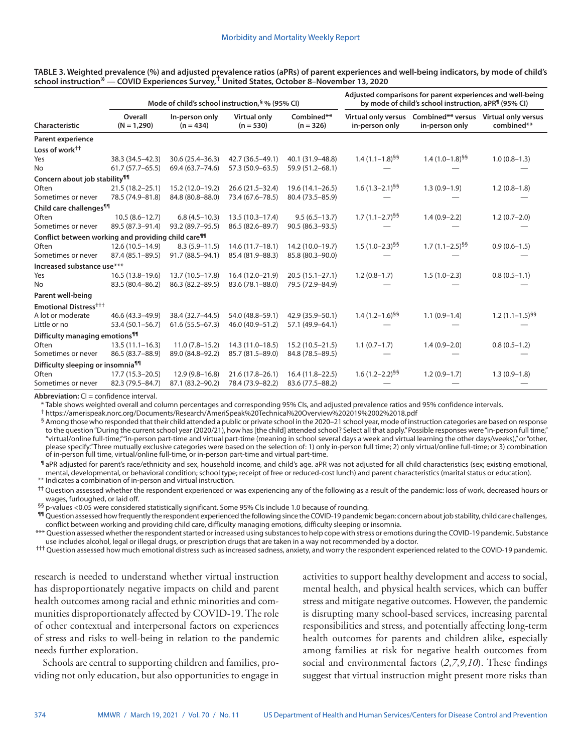**TABLE 3. Weighted prevalence (%) and adjusted prevalence ratios (aPRs) of parent experiences and well-being indicators, by mode of child's school instruction* — COVID Experiences Survey,† United States, October 8–November 13, 2020**

| Characteristic | Mode of child's school instruction,§ % (95% CI) | | | | Adjusted comparisons for parent experiences and well-being by mode of child's school instruction, aPR¶ (95% CI) | | |
|---|---|---|---|---|---|---|---|
| | Overall (N = 1,290) | In-person only (n = 434) | Virtual only (n = 530) | Combined** (n = 326) | Virtual only versus in-person only | Combined** versus in-person only | Virtual only versus combined** |
| **Parent experience** | | | | | | | |
| **Loss of work††** | | | | | | | |
| Yes | 38.3 (34.5–42.3) | 30.6 (25.4–36.3) | 42.7 (36.5–49.1) | 40.1 (31.9–48.8) | 1.4 (1.1–1.8)§§ | 1.4 (1.0–1.8)§§ | 1.0 (0.8–1.3) |
| No | 61.7 (57.7–65.5) | 69.4 (63.7–74.6) | 57.3 (50.9–63.5) | 59.9 (51.2–68.1) | — | — | — |
| **Concern about job stability¶¶** | | | | | | | |
| Often | 21.5 (18.2–25.1) | 15.2 (12.0–19.2) | 26.6 (21.5–32.4) | 19.6 (14.1–26.5) | 1.6 (1.3–2.1)§§ | 1.3 (0.9–1.9) | 1.2 (0.8–1.8) |
| Sometimes or never | 78.5 (74.9–81.8) | 84.8 (80.8–88.0) | 73.4 (67.6–78.5) | 80.4 (73.5–85.9) | — | — | — |
| **Child care challenges¶¶** | | | | | | | |
| Often | 10.5 (8.6–12.7) | 6.8 (4.5–10.3) | 13.5 (10.3–17.4) | 9.5 (6.5–13.7) | 1.7 (1.1–2.7)§§ | 1.4 (0.9–2.2) | 1.2 (0.7–2.0) |
| Sometimes or never | 89.5 (87.3–91.4) | 93.2 (89.7–95.5) | 86.5 (82.6–89.7) | 90.5 (86.3–93.5) | — | — | — |
| **Conflict between working and providing child care¶¶** | | | | | | | |
| Often | 12.6 (10.5–14.9) | 8.3 (5.9–11.5) | 14.6 (11.7–18.1) | 14.2 (10.0–19.7) | 1.5 (1.0–2.3)§§ | 1.7 (1.1–2.5)§§ | 0.9 (0.6–1.5) |
| Sometimes or never | 87.4 (85.1–89.5) | 91.7 (88.5–94.1) | 85.4 (81.9–88.3) | 85.8 (80.3–90.0) | — | — | — |
| **Increased substance use*** ** | | | | | | | |
| Yes | 16.5 (13.8–19.6) | 13.7 (10.5–17.8) | 16.4 (12.0–21.9) | 20.5 (15.1–27.1) | 1.2 (0.8–1.7) | 1.5 (1.0–2.3) | 0.8 (0.5–1.1) |
| No | 83.5 (80.4–86.2) | 86.3 (82.2–89.5) | 83.6 (78.1–88.0) | 79.5 (72.9–84.9) | — | — | — |
| **Parent well-being** | | | | | | | |
| **Emotional Distress†††** | | | | | | | |
| A lot or moderate | 46.6 (43.3–49.9) | 38.4 (32.7–44.5) | 54.0 (48.8–59.1) | 42.9 (35.9–50.1) | 1.4 (1.2–1.6)§§ | 1.1 (0.9–1.4) | 1.2 (1.1–1.5)§§ |
| Little or no | 53.4 (50.1–56.7) | 61.6 (55.5–67.3) | 46.0 (40.9–51.2) | 57.1 (49.9–64.1) | — | — | — |
| **Difficulty managing emotions¶¶** | | | | | | | |
| Often | 13.5 (11.1–16.3) | 11.0 (7.8–15.2) | 14.3 (11.0–18.5) | 15.2 (10.5–21.5) | 1.1 (0.7–1.7) | 1.4 (0.9–2.0) | 0.8 (0.5–1.2) |
| Sometimes or never | 86.5 (83.7–88.9) | 89.0 (84.8–92.2) | 85.7 (81.5–89.0) | 84.8 (78.5–89.5) | — | — | — |
| **Difficulty sleeping or insomnia¶¶** | | | | | | | |
| Often | 17.7 (15.3–20.5) | 12.9 (9.8–16.8) | 21.6 (17.8–26.1) | 16.4 (11.8–22.5) | 1.6 (1.2–2.2)§§ | 1.2 (0.9–1.7) | 1.3 (0.9–1.8) |
| Sometimes or never | 82.3 (79.5–84.7) | 87.1 (83.2–90.2) | 78.4 (73.9–82.2) | 83.6 (77.5–88.2) | — | — | — |

**Abbreviation:** CI = confidence interval.

\* Table shows weighted overall and column percentages and corresponding 95% CIs, and adjusted prevalence ratios and 95% confidence intervals.

† https://amerispeak.norc.org/Documents/Research/AmeriSpeak%20Technical%20Overview%202019%2002%2018.pdf

§ Among those who responded that their child attended a public or private school in the 2020–21 school year, mode of instruction categories are based on response to the question "During the current school year (2020/21), how has [the child] attended school? Select all that apply." Possible responses were "in-person full time," "virtual/online full-time," "in-person part-time and virtual part-time (meaning in school several days a week and virtual learning the other days/weeks)," or "other, please specify." Three mutually exclusive categories were based on the selection of: 1) only in-person full time; 2) only virtual/online full-time; or 3) combination of in-person full time, virtual/online full-time, or in-person part-time and virtual part-time.

¶ aPR adjusted for parent's race/ethnicity and sex, household income, and child's age. aPR was not adjusted for all child characteristics (sex; existing emotional, mental, developmental, or behavioral condition; school type; receipt of free or reduced-cost lunch) and parent characteristics (marital status or education).

\*\* Indicates a combination of in-person and virtual instruction.

†† Question assessed whether the respondent experienced or was experiencing any of the following as a result of the pandemic: loss of work, decreased hours or wages, furloughed, or laid off.

§§ p-values <0.05 were considered statistically significant. Some 95% CIs include 1.0 because of rounding.

¶¶ Question assessed how frequently the respondent experienced the following since the COVID-19 pandemic began: concern about job stability, child care challenges, conflict between working and providing child care, difficulty managing emotions, difficulty sleeping or insomnia.

\*\*\* Question assessed whether the respondent started or increased using substances to help cope with stress or emotions during the COVID-19 pandemic. Substance use includes alcohol, legal or illegal drugs, or prescription drugs that are taken in a way not recommended by a doctor.

††† Question assessed how much emotional distress such as increased sadness, anxiety, and worry the respondent experienced related to the COVID-19 pandemic.

research is needed to understand whether virtual instruction has disproportionately negative impacts on child and parent health outcomes among racial and ethnic minorities and communities disproportionately affected by COVID-19. The role of other contextual and interpersonal factors on experiences of stress and risks to well-being in relation to the pandemic needs further exploration.

Schools are central to supporting children and families, providing not only education, but also opportunities to engage in activities to support healthy development and access to social, mental health, and physical health services, which can buffer stress and mitigate negative outcomes. However, the pandemic is disrupting many school-based services, increasing parental responsibilities and stress, and potentially affecting long-term health outcomes for parents and children alike, especially among families at risk for negative health outcomes from social and environmental factors (*2*,*7*,*9*,*10*). These findings suggest that virtual instruction might present more risks than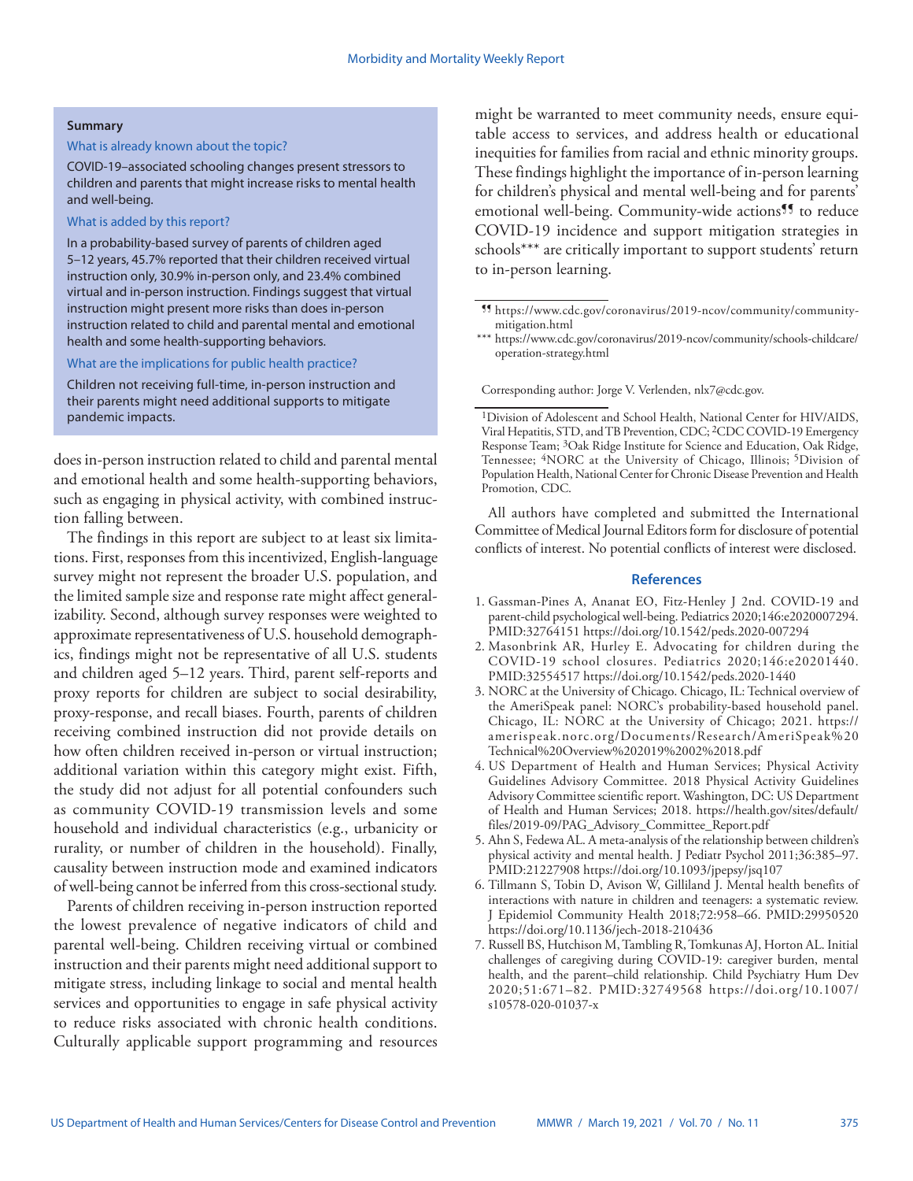**Summary**

What is already known about the topic?

COVID-19–associated schooling changes present stressors to children and parents that might increase risks to mental health and well-being.

What is added by this report?

In a probability-based survey of parents of children aged 5–12 years, 45.7% reported that their children received virtual instruction only, 30.9% in-person only, and 23.4% combined virtual and in-person instruction. Findings suggest that virtual instruction might present more risks than does in-person instruction related to child and parental mental and emotional health and some health-supporting behaviors.

What are the implications for public health practice?

Children not receiving full-time, in-person instruction and their parents might need additional supports to mitigate pandemic impacts.

does in-person instruction related to child and parental mental and emotional health and some health-supporting behaviors, such as engaging in physical activity, with combined instruction falling between.

The findings in this report are subject to at least six limitations. First, responses from this incentivized, English-language survey might not represent the broader U.S. population, and the limited sample size and response rate might affect generalizability. Second, although survey responses were weighted to approximate representativeness of U.S. household demographics, findings might not be representative of all U.S. students and children aged 5–12 years. Third, parent self-reports and proxy reports for children are subject to social desirability, proxy-response, and recall biases. Fourth, parents of children receiving combined instruction did not provide details on how often children received in-person or virtual instruction; additional variation within this category might exist. Fifth, the study did not adjust for all potential confounders such as community COVID-19 transmission levels and some household and individual characteristics (e.g., urbanicity or rurality, or number of children in the household). Finally, causality between instruction mode and examined indicators of well-being cannot be inferred from this cross-sectional study.

Parents of children receiving in-person instruction reported the lowest prevalence of negative indicators of child and parental well-being. Children receiving virtual or combined instruction and their parents might need additional support to mitigate stress, including linkage to social and mental health services and opportunities to engage in safe physical activity to reduce risks associated with chronic health conditions. Culturally applicable support programming and resources might be warranted to meet community needs, ensure equitable access to services, and address health or educational inequities for families from racial and ethnic minority groups. These findings highlight the importance of in-person learning for children's physical and mental well-being and for parents' emotional well-being. Community-wide actions¶¶ to reduce COVID-19 incidence and support mitigation strategies in schools*** are critically important to support students' return to in-person learning.

¶¶ https://www.cdc.gov/coronavirus/2019-ncov/community/community-mitigation.html

*** https://www.cdc.gov/coronavirus/2019-ncov/community/schools-childcare/operation-strategy.html

Corresponding author: Jorge V. Verlenden, nlx7@cdc.gov.

[1]Division of Adolescent and School Health, National Center for HIV/AIDS, Viral Hepatitis, STD, and TB Prevention, CDC; [2]CDC COVID-19 Emergency Response Team; [3]Oak Ridge Institute for Science and Education, Oak Ridge, Tennessee; [4]NORC at the University of Chicago, Illinois; [5]Division of Population Health, National Center for Chronic Disease Prevention and Health Promotion, CDC.

All authors have completed and submitted the International Committee of Medical Journal Editors form for disclosure of potential conflicts of interest. No potential conflicts of interest were disclosed.

## References

1. Gassman-Pines A, Ananat EO, Fitz-Henley J 2nd. COVID-19 and parent-child psychological well-being. Pediatrics 2020;146:e2020007294. PMID:32764151 https://doi.org/10.1542/peds.2020-007294
2. Masonbrink AR, Hurley E. Advocating for children during the COVID-19 school closures. Pediatrics 2020;146:e20201440. PMID:32554517 https://doi.org/10.1542/peds.2020-1440
3. NORC at the University of Chicago. Chicago, IL: Technical overview of the AmeriSpeak panel: NORC's probability-based household panel. Chicago, IL: NORC at the University of Chicago; 2021. https://amerispeak.norc.org/Documents/Research/AmeriSpeak%20Technical%20Overview%202019%2002%2018.pdf
4. US Department of Health and Human Services; Physical Activity Guidelines Advisory Committee. 2018 Physical Activity Guidelines Advisory Committee scientific report. Washington, DC: US Department of Health and Human Services; 2018. https://health.gov/sites/default/files/2019-09/PAG_Advisory_Committee_Report.pdf
5. Ahn S, Fedewa AL. A meta-analysis of the relationship between children's physical activity and mental health. J Pediatr Psychol 2011;36:385–97. PMID:21227908 https://doi.org/10.1093/jpepsy/jsq107
6. Tillmann S, Tobin D, Avison W, Gilliland J. Mental health benefits of interactions with nature in children and teenagers: a systematic review. J Epidemiol Community Health 2018;72:958–66. PMID:29950520 https://doi.org/10.1136/jech-2018-210436
7. Russell BS, Hutchison M, Tambling R, Tomkunas AJ, Horton AL. Initial challenges of caregiving during COVID-19: caregiver burden, mental health, and the parent–child relationship. Child Psychiatry Hum Dev 2020;51:671–82. PMID:32749568 https://doi.org/10.1007/s10578-020-01037-x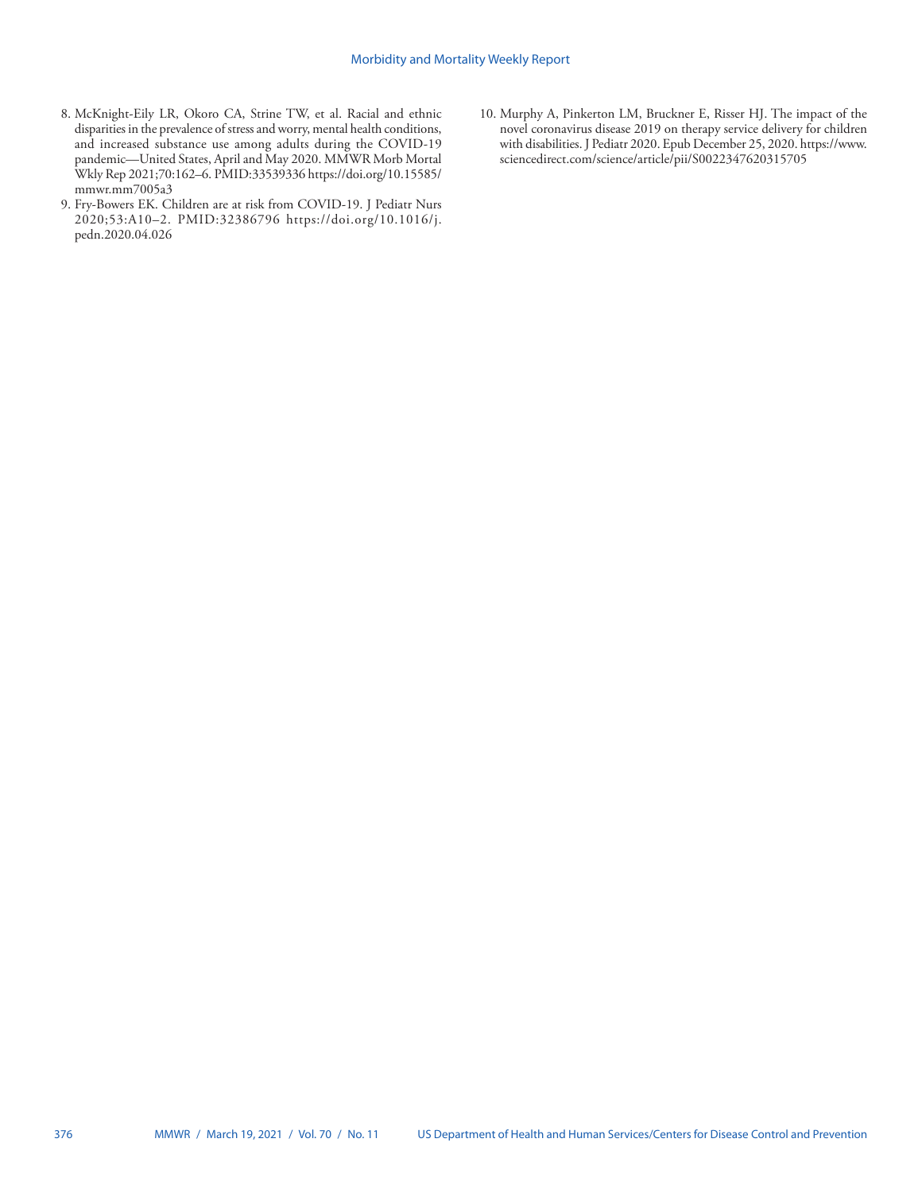8. McKnight-Eily LR, Okoro CA, Strine TW, et al. Racial and ethnic disparities in the prevalence of stress and worry, mental health conditions, and increased substance use among adults during the COVID-19 pandemic—United States, April and May 2020. MMWR Morb Mortal Wkly Rep 2021;70:162–6. PMID:33539336 https://doi.org/10.15585/mmwr.mm7005a3
9. Fry-Bowers EK. Children are at risk from COVID-19. J Pediatr Nurs 2020;53:A10–2. PMID:32386796 https://doi.org/10.1016/j.pedn.2020.04.026
10. Murphy A, Pinkerton LM, Bruckner E, Risser HJ. The impact of the novel coronavirus disease 2019 on therapy service delivery for children with disabilities. J Pediatr 2020. Epub December 25, 2020. https://www.sciencedirect.com/science/article/pii/S0022347620315705